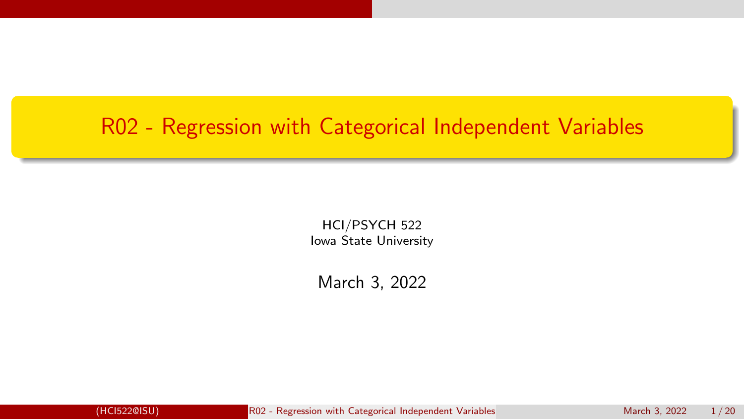# R02 - Regression with Categorical Independent Variables

HCI/PSYCH 522
Iowa State University

March 3, 2022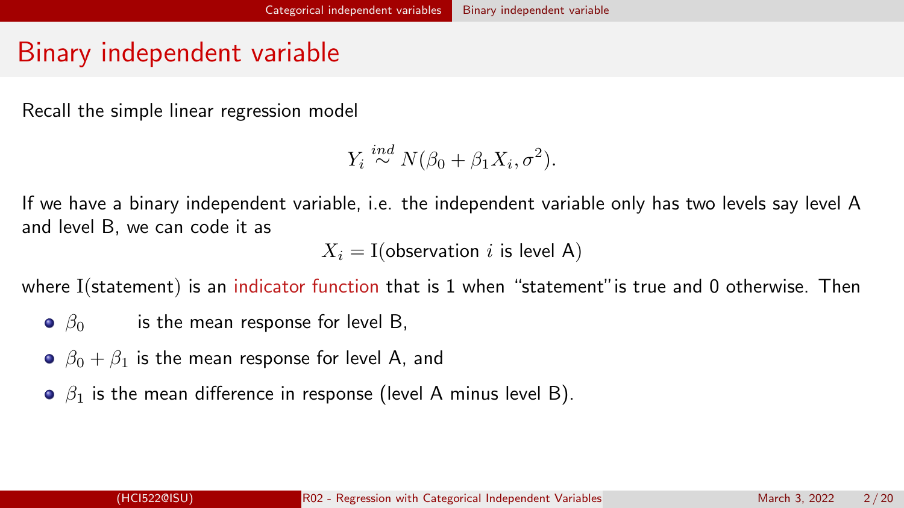# Binary independent variable

Recall the simple linear regression model

$$Y_i \stackrel{ind}{\sim} N(\beta_0 + \beta_1 X_i, \sigma^2).$$

If we have a binary independent variable, i.e. the independent variable only has two levels say level A and level B, we can code it as

$$X_i = \mathrm{I}(\text{observation } i \text{ is level A})$$

where $\mathrm{I}(\text{statement})$ is an indicator function that is 1 when "statement" is true and 0 otherwise. Then

- $\beta_0$ is the mean response for level B,
- $\beta_0 + \beta_1$ is the mean response for level A, and
- $\beta_1$ is the mean difference in response (level A minus level B).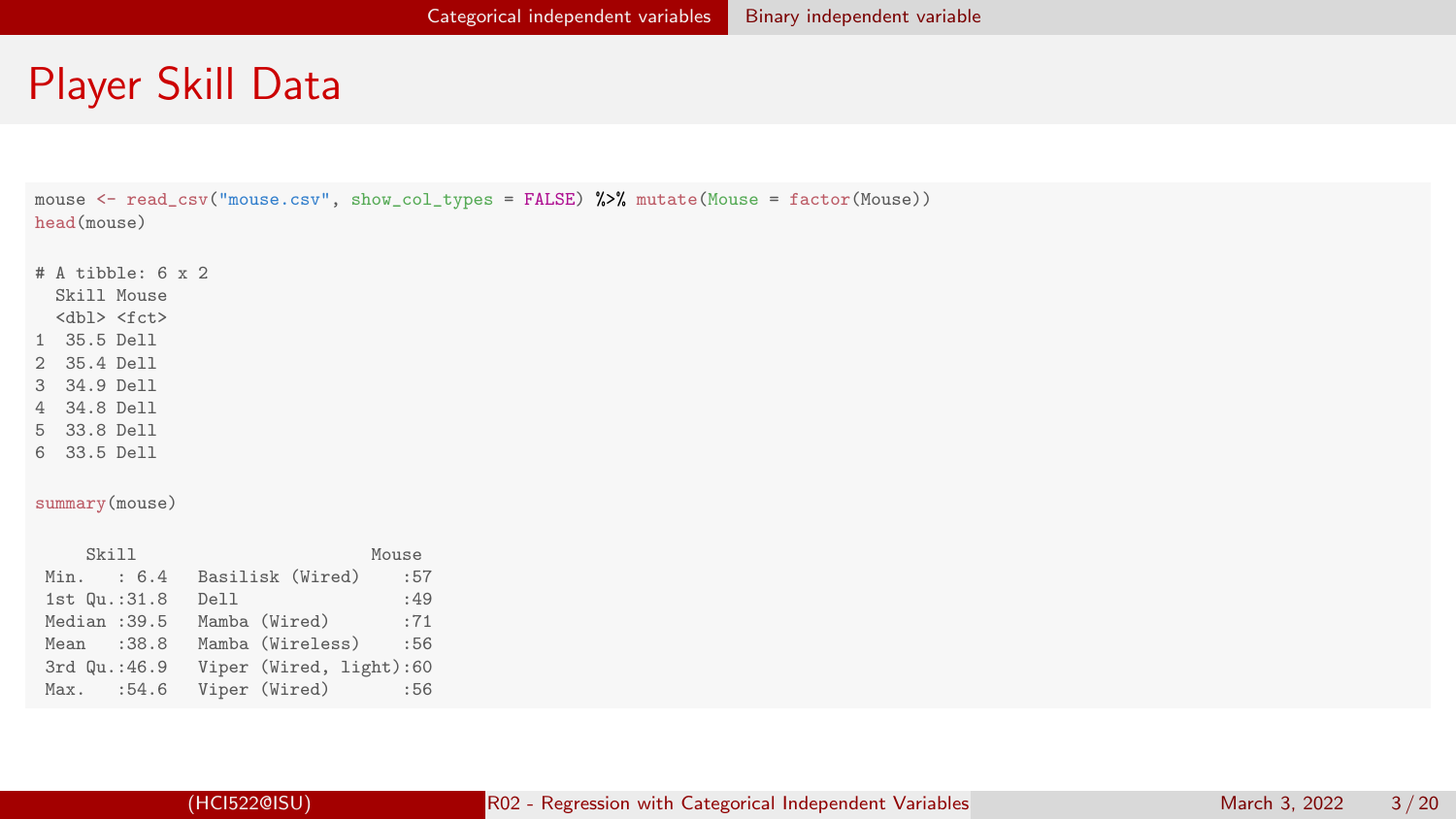# Player Skill Data

```
mouse <- read_csv("mouse.csv", show_col_types = FALSE) %>% mutate(Mouse = factor(Mouse))
head(mouse)

# A tibble: 6 x 2
  Skill Mouse
  <dbl> <fct>
1  35.5 Dell
2  35.4 Dell
3  34.9 Dell
4  34.8 Dell
5  33.8 Dell
6  33.5 Dell

summary(mouse)

     Skill                         Mouse
 Min.   : 6.4   Basilisk (Wired)     :57
 1st Qu.:31.8   Dell                 :49
 Median :39.5   Mamba (Wired)        :71
 Mean   :38.8   Mamba (Wireless)     :56
 3rd Qu.:46.9   Viper (Wired, light):60
 Max.   :54.6   Viper (Wired)        :56
```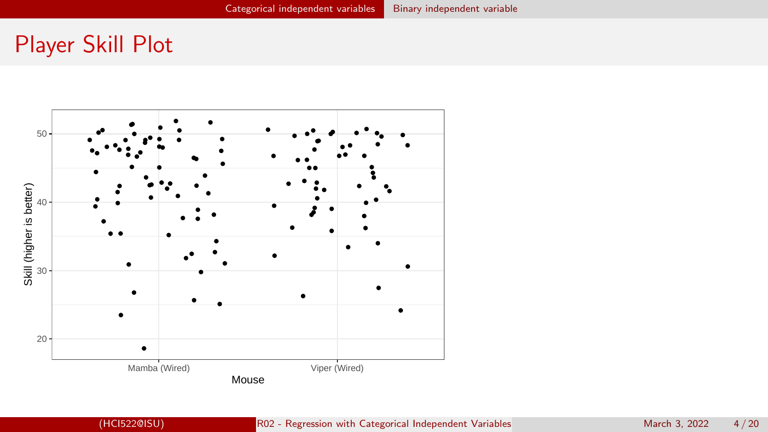# Player Skill Plot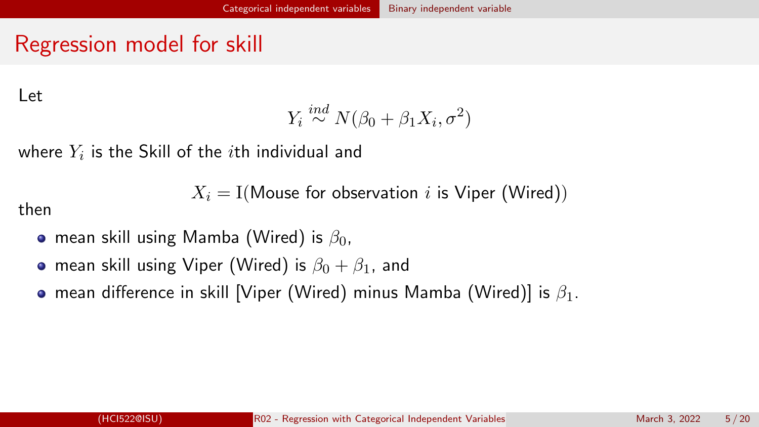# Regression model for skill

Let

$$Y_i \stackrel{ind}{\sim} N(\beta_0 + \beta_1 X_i, \sigma^2)$$

where $Y_i$ is the Skill of the $i$th individual and

$$X_i = \mathrm{I}(\text{Mouse for observation } i \text{ is Viper (Wired)})$$

then

- mean skill using Mamba (Wired) is $\beta_0$,
- mean skill using Viper (Wired) is $\beta_0 + \beta_1$, and
- mean difference in skill [Viper (Wired) minus Mamba (Wired)] is $\beta_1$.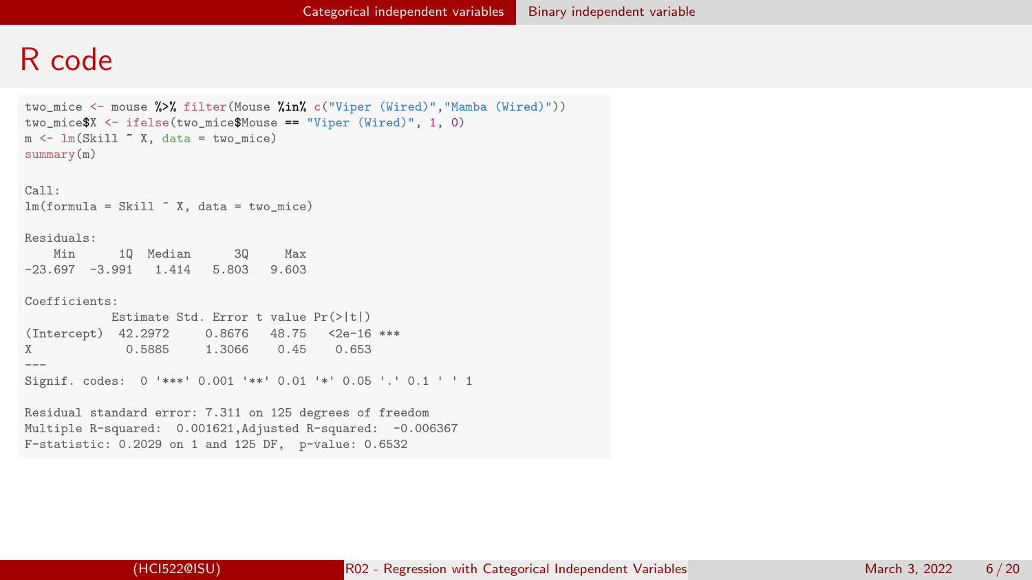# R code

```
two_mice <- mouse %>% filter(Mouse %in% c("Viper (Wired)","Mamba (Wired)"))
two_mice$X <- ifelse(two_mice$Mouse == "Viper (Wired)", 1, 0)
m <- lm(Skill ~ X, data = two_mice)
summary(m)

Call:
lm(formula = Skill ~ X, data = two_mice)

Residuals:
    Min      1Q  Median      3Q     Max
-23.697  -3.991   1.414   5.803   9.603

Coefficients:
            Estimate Std. Error t value Pr(>|t|)
(Intercept)  42.2972     0.8676   48.75   <2e-16 ***
X             0.5885     1.3066    0.45    0.653
---
Signif. codes:  0 '***' 0.001 '**' 0.01 '*' 0.05 '.' 0.1 ' ' 1

Residual standard error: 7.311 on 125 degrees of freedom
Multiple R-squared:  0.001621,Adjusted R-squared:  -0.006367
F-statistic: 0.2029 on 1 and 125 DF,  p-value: 0.6532
```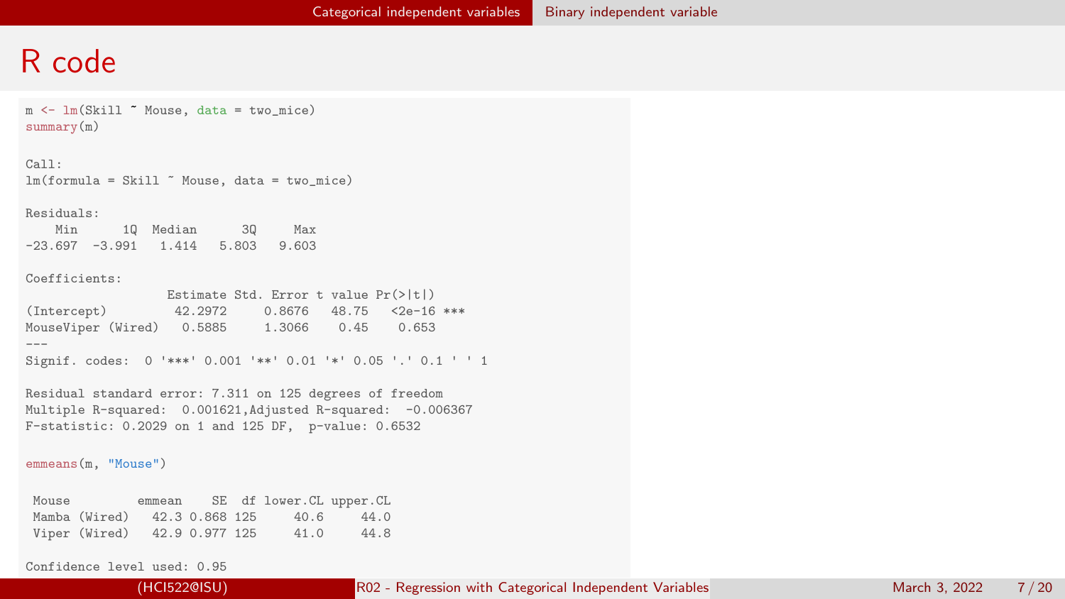# R code

```
m <- lm(Skill ~ Mouse, data = two_mice)
summary(m)

Call:
lm(formula = Skill ~ Mouse, data = two_mice)

Residuals:
    Min      1Q  Median      3Q     Max
-23.697  -3.991   1.414   5.803   9.603

Coefficients:
                   Estimate Std. Error t value Pr(>|t|)
(Intercept)         42.2972     0.8676   48.75   <2e-16 ***
MouseViper (Wired)   0.5885     1.3066    0.45    0.653
---
Signif. codes:  0 '***' 0.001 '**' 0.01 '*' 0.05 '.' 0.1 ' ' 1

Residual standard error: 7.311 on 125 degrees of freedom
Multiple R-squared:  0.001621,Adjusted R-squared:  -0.006367
F-statistic: 0.2029 on 1 and 125 DF,  p-value: 0.6532

emmeans(m, "Mouse")

 Mouse         emmean    SE  df lower.CL upper.CL
 Mamba (Wired)   42.3 0.868 125     40.6     44.0
 Viper (Wired)   42.9 0.977 125     41.0     44.8

Confidence level used: 0.95
```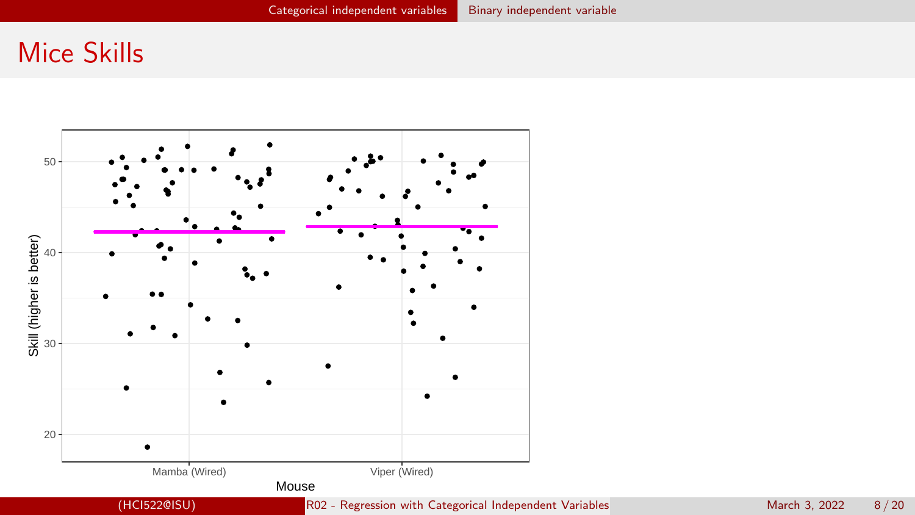# Mice Skills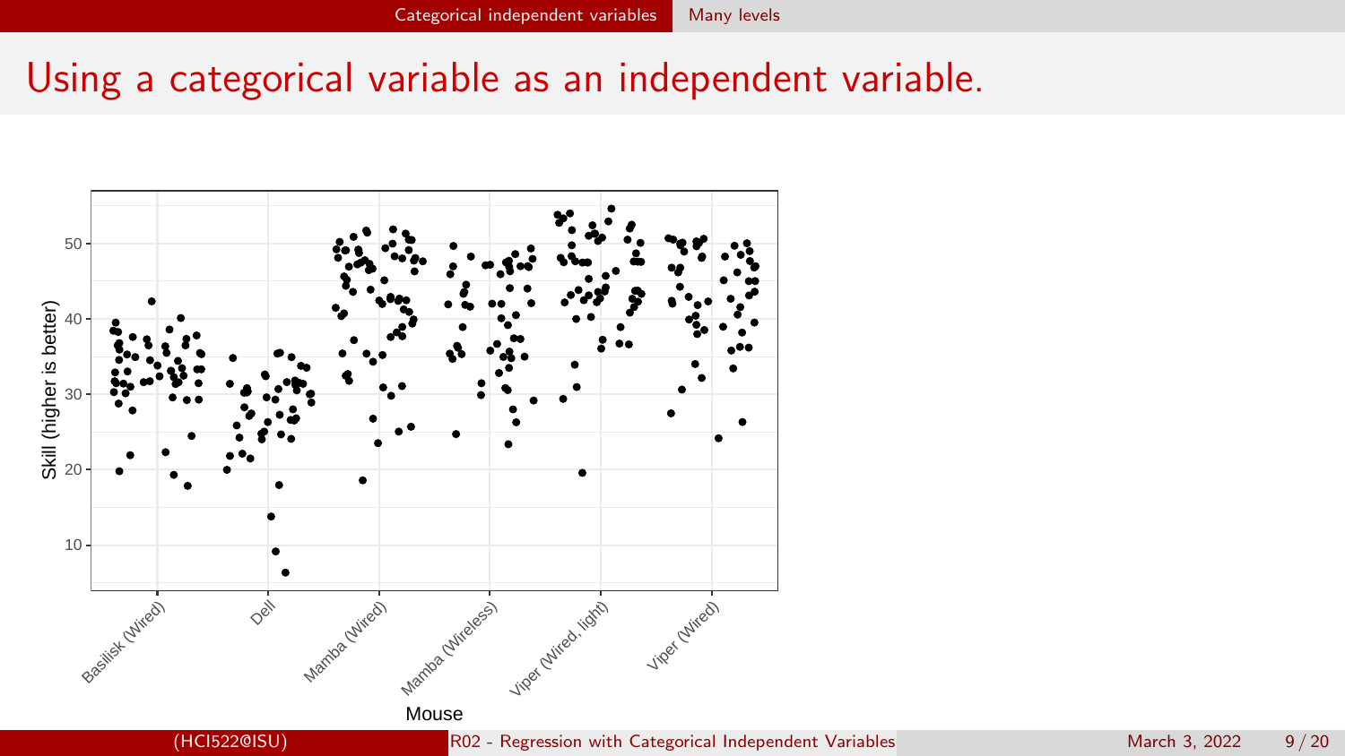# Using a categorical variable as an independent variable.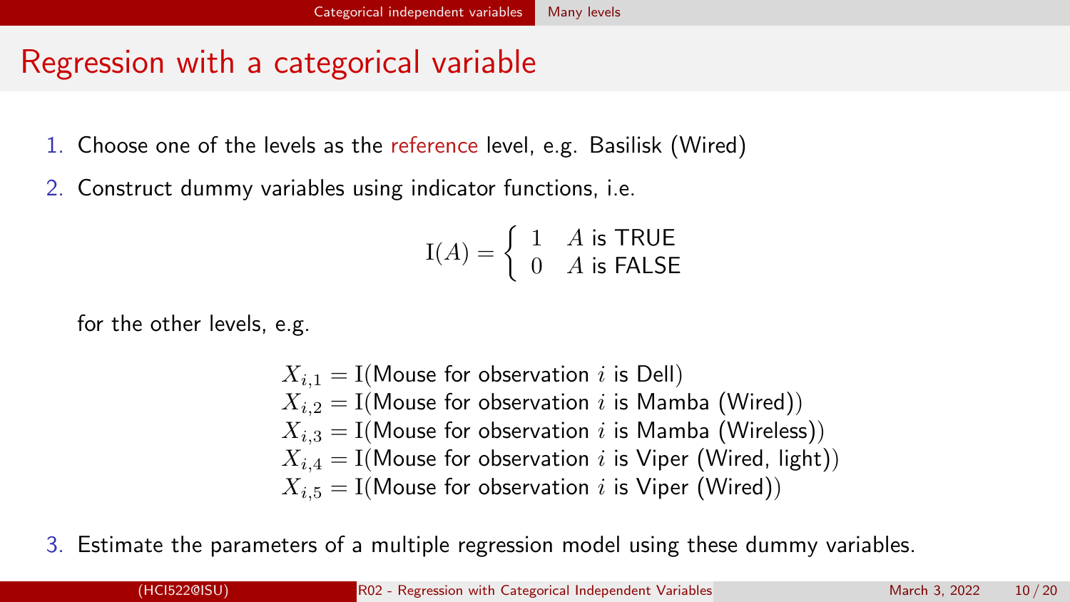# Regression with a categorical variable

1. Choose one of the levels as the reference level, e.g. Basilisk (Wired)
2. Construct dummy variables using indicator functions, i.e.

$$\mathrm{I}(A) = \begin{cases} 1 & A \text{ is TRUE} \\ 0 & A \text{ is FALSE} \end{cases}$$

   for the other levels, e.g.

$$\begin{aligned}
X_{i,1} &= \mathrm{I}(\text{Mouse for observation } i \text{ is Dell}) \\
X_{i,2} &= \mathrm{I}(\text{Mouse for observation } i \text{ is Mamba (Wired)}) \\
X_{i,3} &= \mathrm{I}(\text{Mouse for observation } i \text{ is Mamba (Wireless)}) \\
X_{i,4} &= \mathrm{I}(\text{Mouse for observation } i \text{ is Viper (Wired, light)}) \\
X_{i,5} &= \mathrm{I}(\text{Mouse for observation } i \text{ is Viper (Wired)})
\end{aligned}$$

3. Estimate the parameters of a multiple regression model using these dummy variables.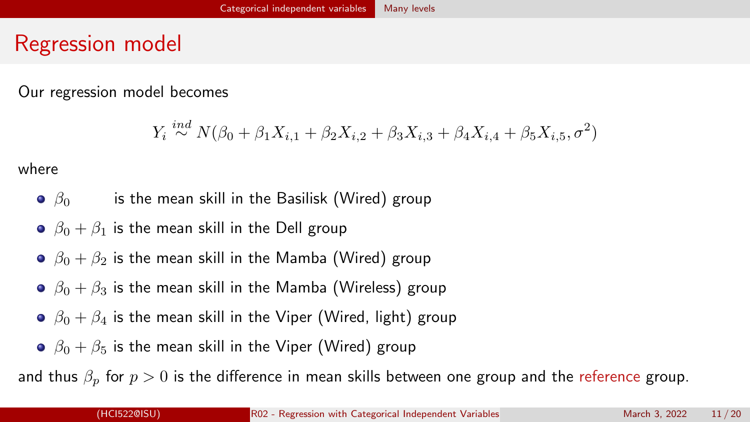# Regression model

Our regression model becomes

$$Y_i \stackrel{ind}{\sim} N(\beta_0 + \beta_1 X_{i,1} + \beta_2 X_{i,2} + \beta_3 X_{i,3} + \beta_4 X_{i,4} + \beta_5 X_{i,5}, \sigma^2)$$

where

- $\beta_0$ is the mean skill in the Basilisk (Wired) group
- $\beta_0 + \beta_1$ is the mean skill in the Dell group
- $\beta_0 + \beta_2$ is the mean skill in the Mamba (Wired) group
- $\beta_0 + \beta_3$ is the mean skill in the Mamba (Wireless) group
- $\beta_0 + \beta_4$ is the mean skill in the Viper (Wired, light) group
- $\beta_0 + \beta_5$ is the mean skill in the Viper (Wired) group

and thus $\beta_p$ for $p > 0$ is the difference in mean skills between one group and the reference group.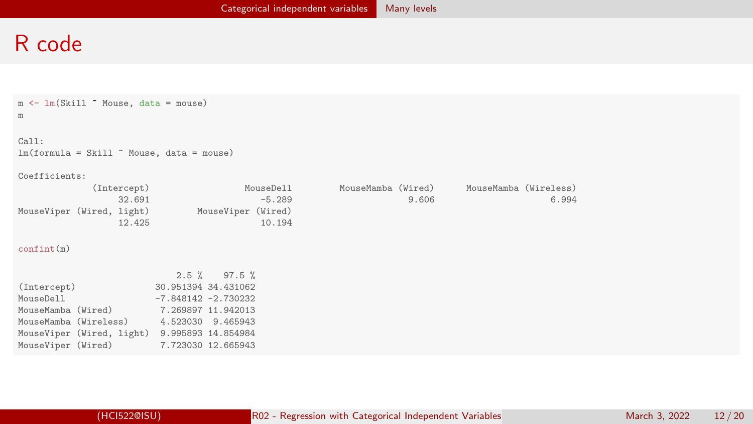# R code

```
m <- lm(Skill ~ Mouse, data = mouse)
m

Call:
lm(formula = Skill ~ Mouse, data = mouse)

Coefficients:
            (Intercept)                MouseDell        MouseMamba (Wired)     MouseMamba (Wireless)
                 32.691                   -5.289                     9.606                     6.994
MouseViper (Wired, light)        MouseViper (Wired)
                 12.425                   10.194

confint(m)

                              2.5 %    97.5 %
(Intercept)               30.951394 34.431062
MouseDell                 -7.848142 -2.730232
MouseMamba (Wired)         7.269897 11.942013
MouseMamba (Wireless)      4.523030  9.465943
MouseViper (Wired, light)  9.995893 14.854984
MouseViper (Wired)         7.723030 12.665943
```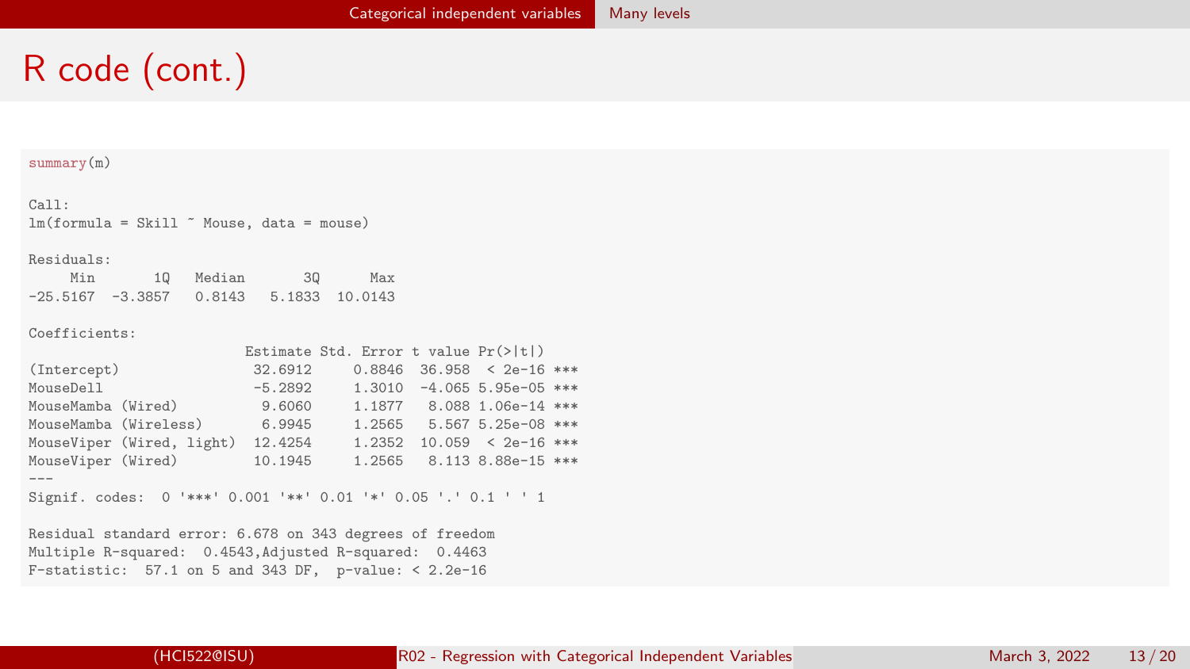# R code (cont.)

```
summary(m)

Call:
lm(formula = Skill ~ Mouse, data = mouse)

Residuals:
     Min       1Q   Median       3Q      Max
-25.5167  -3.3857   0.8143   5.1833  10.0143

Coefficients:
                          Estimate Std. Error t value Pr(>|t|)
(Intercept)                32.6912     0.8846  36.958  < 2e-16 ***
MouseDell                  -5.2892     1.3010  -4.065 5.95e-05 ***
MouseMamba (Wired)          9.6060     1.1877   8.088 1.06e-14 ***
MouseMamba (Wireless)       6.9945     1.2565   5.567 5.25e-08 ***
MouseViper (Wired, light)  12.4254     1.2352  10.059  < 2e-16 ***
MouseViper (Wired)         10.1945     1.2565   8.113 8.88e-15 ***
---
Signif. codes:  0 '***' 0.001 '**' 0.01 '*' 0.05 '.' 0.1 ' ' 1

Residual standard error: 6.678 on 343 degrees of freedom
Multiple R-squared:  0.4543,Adjusted R-squared:  0.4463
F-statistic:  57.1 on 5 and 343 DF,  p-value: < 2.2e-16
```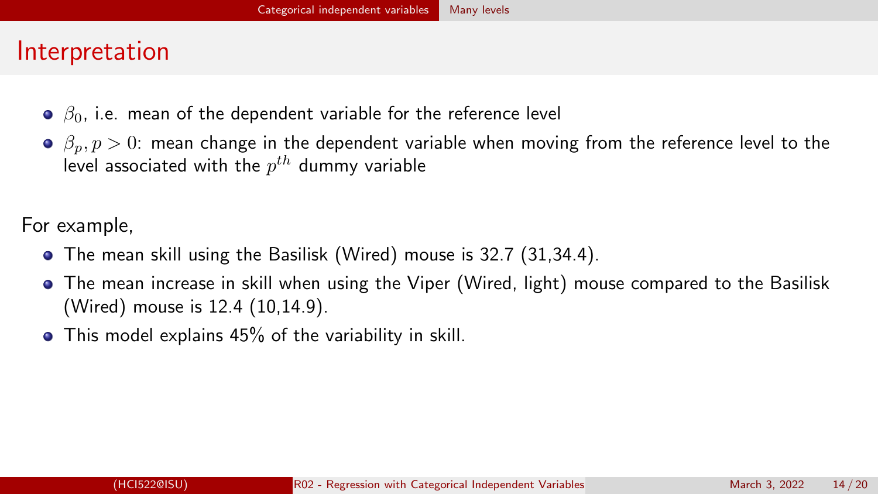# Interpretation

- $\beta_0$, i.e. mean of the dependent variable for the reference level
- $\beta_p, p > 0$: mean change in the dependent variable when moving from the reference level to the level associated with the $p^{th}$ dummy variable

For example,

- The mean skill using the Basilisk (Wired) mouse is 32.7 (31,34.4).
- The mean increase in skill when using the Viper (Wired, light) mouse compared to the Basilisk (Wired) mouse is 12.4 (10,14.9).
- This model explains 45% of the variability in skill.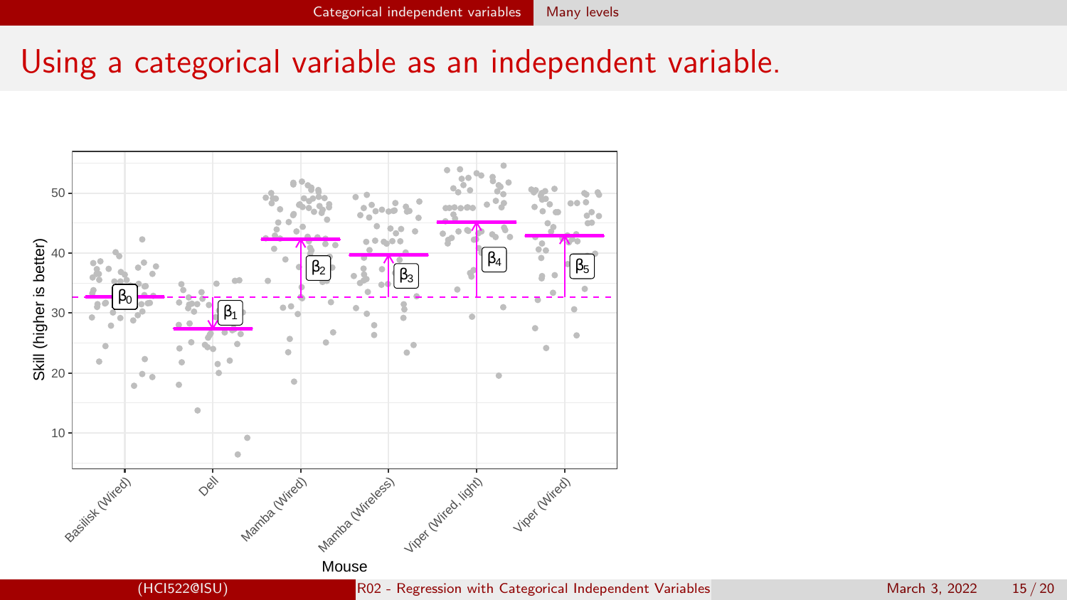# Using a categorical variable as an independent variable.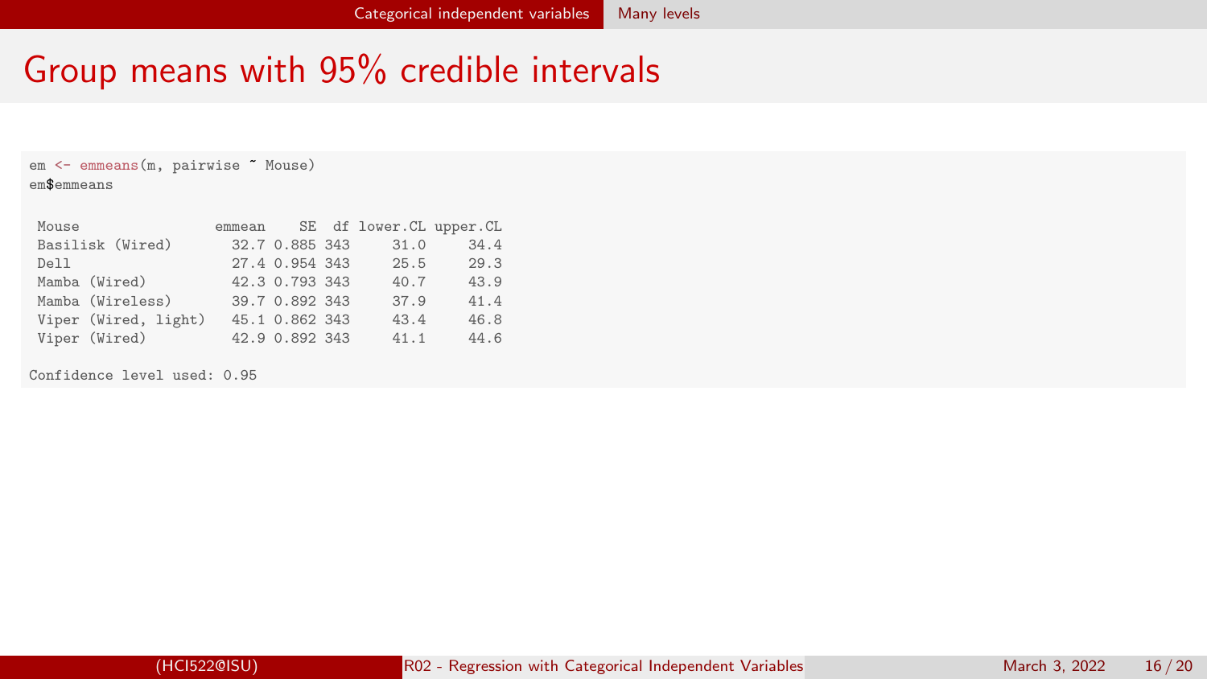# Group means with 95% credible intervals

```
em <- emmeans(m, pairwise ~ Mouse)
em$emmeans

 Mouse                emmean    SE  df lower.CL upper.CL
 Basilisk (Wired)       32.7 0.885 343     31.0     34.4
 Dell                   27.4 0.954 343     25.5     29.3
 Mamba (Wired)          42.3 0.793 343     40.7     43.9
 Mamba (Wireless)       39.7 0.892 343     37.9     41.4
 Viper (Wired, light)   45.1 0.862 343     43.4     46.8
 Viper (Wired)          42.9 0.892 343     41.1     44.6

Confidence level used: 0.95
```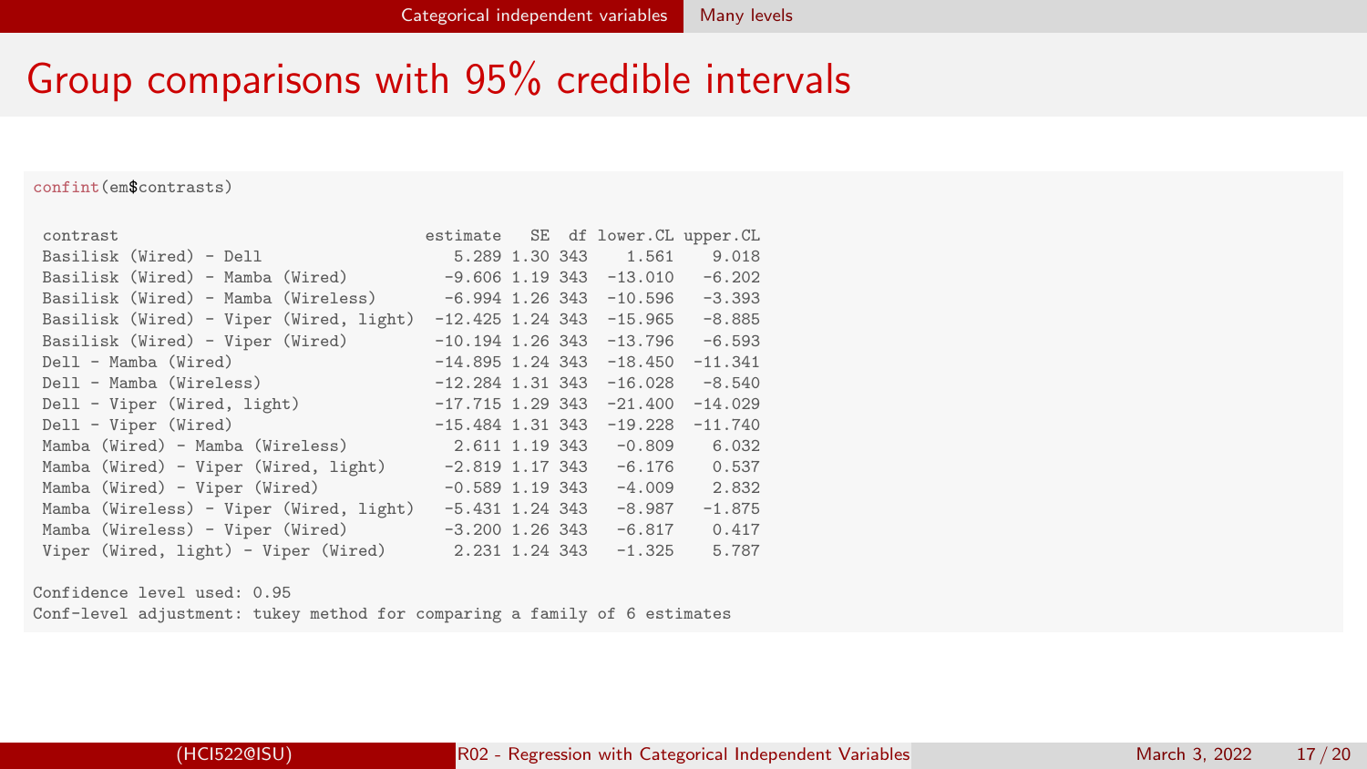# Group comparisons with 95% credible intervals

```r
confint(em$contrasts)
```

```
 contrast                              estimate   SE  df lower.CL upper.CL
 Basilisk (Wired) - Dell                  5.289 1.30 343    1.561    9.018
 Basilisk (Wired) - Mamba (Wired)        -9.606 1.19 343  -13.010   -6.202
 Basilisk (Wired) - Mamba (Wireless)     -6.994 1.26 343  -10.596   -3.393
 Basilisk (Wired) - Viper (Wired, light) -12.425 1.24 343  -15.965   -8.885
 Basilisk (Wired) - Viper (Wired)       -10.194 1.26 343  -13.796   -6.593
 Dell - Mamba (Wired)                   -14.895 1.24 343  -18.450  -11.341
 Dell - Mamba (Wireless)                -12.284 1.31 343  -16.028   -8.540
 Dell - Viper (Wired, light)            -17.715 1.29 343  -21.400  -14.029
 Dell - Viper (Wired)                   -15.484 1.31 343  -19.228  -11.740
 Mamba (Wired) - Mamba (Wireless)         2.611 1.19 343   -0.809    6.032
 Mamba (Wired) - Viper (Wired, light)    -2.819 1.17 343   -6.176    0.537
 Mamba (Wired) - Viper (Wired)           -0.589 1.19 343   -4.009    2.832
 Mamba (Wireless) - Viper (Wired, light) -5.431 1.24 343   -8.987   -1.875
 Mamba (Wireless) - Viper (Wired)        -3.200 1.26 343   -6.817    0.417
 Viper (Wired, light) - Viper (Wired)     2.231 1.24 343   -1.325    5.787

Confidence level used: 0.95
Conf-level adjustment: tukey method for comparing a family of 6 estimates
```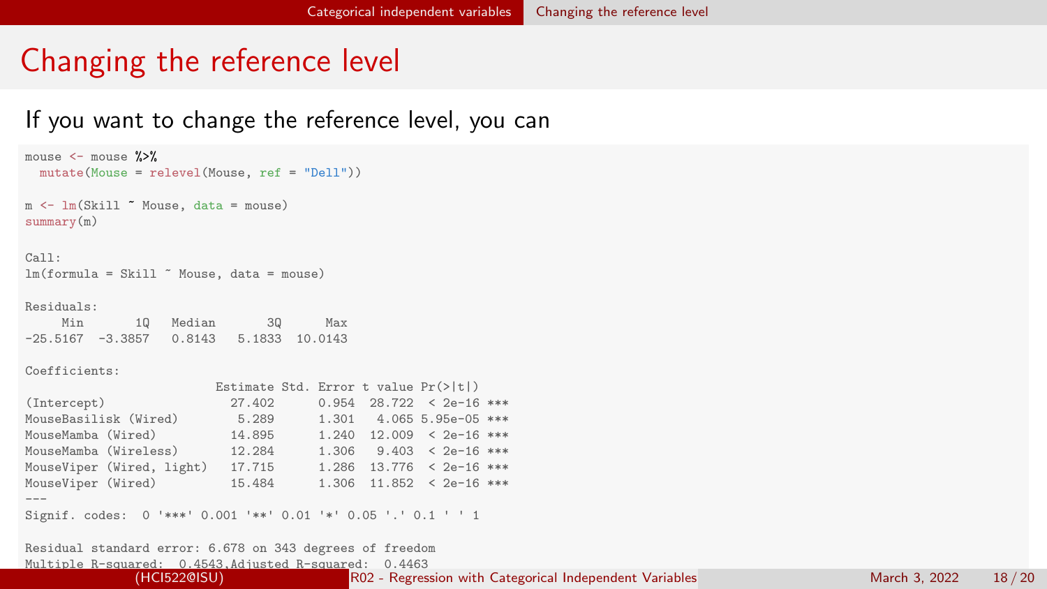# Changing the reference level

If you want to change the reference level, you can

```
mouse <- mouse %>%
  mutate(Mouse = relevel(Mouse, ref = "Dell"))

m <- lm(Skill ~ Mouse, data = mouse)
summary(m)

Call:
lm(formula = Skill ~ Mouse, data = mouse)

Residuals:
     Min       1Q   Median       3Q      Max 
-25.5167  -3.3857   0.8143   5.1833  10.0143 

Coefficients:
                          Estimate Std. Error t value Pr(>|t|)    
(Intercept)                 27.402      0.954  28.722  < 2e-16 ***
MouseBasilisk (Wired)        5.289      1.301   4.065 5.95e-05 ***
MouseMamba (Wired)          14.895      1.240  12.009  < 2e-16 ***
MouseMamba (Wireless)       12.284      1.306   9.403  < 2e-16 ***
MouseViper (Wired, light)   17.715      1.286  13.776  < 2e-16 ***
MouseViper (Wired)          15.484      1.306  11.852  < 2e-16 ***
---
Signif. codes:  0 '***' 0.001 '**' 0.01 '*' 0.05 '.' 0.1 ' ' 1

Residual standard error: 6.678 on 343 degrees of freedom
Multiple R-squared:  0.4543,Adjusted R-squared:  0.4463 
```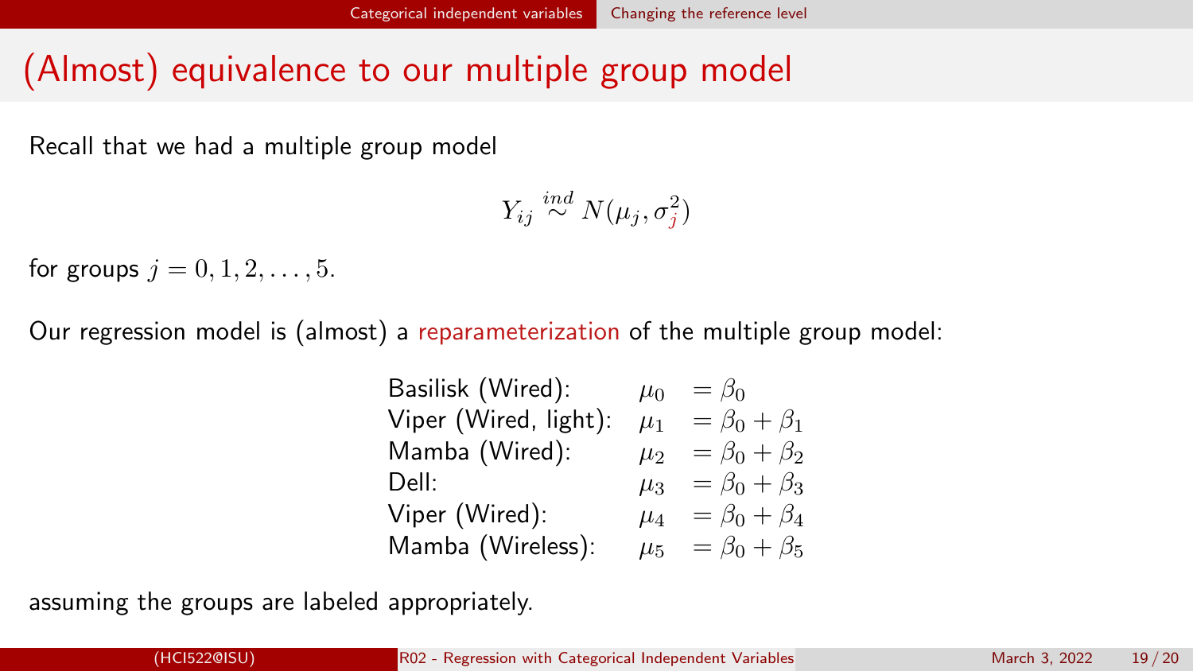# (Almost) equivalence to our multiple group model

Recall that we had a multiple group model

$$Y_{ij} \stackrel{ind}{\sim} N(\mu_j, \sigma_j^2)$$

for groups $j = 0, 1, 2, \ldots, 5.$

Our regression model is (almost) a reparameterization of the multiple group model:

$$\begin{array}{lll}
\text{Basilisk (Wired):} & \mu_0 & = \beta_0 \\
\text{Viper (Wired, light):} & \mu_1 & = \beta_0 + \beta_1 \\
\text{Mamba (Wired):} & \mu_2 & = \beta_0 + \beta_2 \\
\text{Dell:} & \mu_3 & = \beta_0 + \beta_3 \\
\text{Viper (Wired):} & \mu_4 & = \beta_0 + \beta_4 \\
\text{Mamba (Wireless):} & \mu_5 & = \beta_0 + \beta_5
\end{array}$$

assuming the groups are labeled appropriately.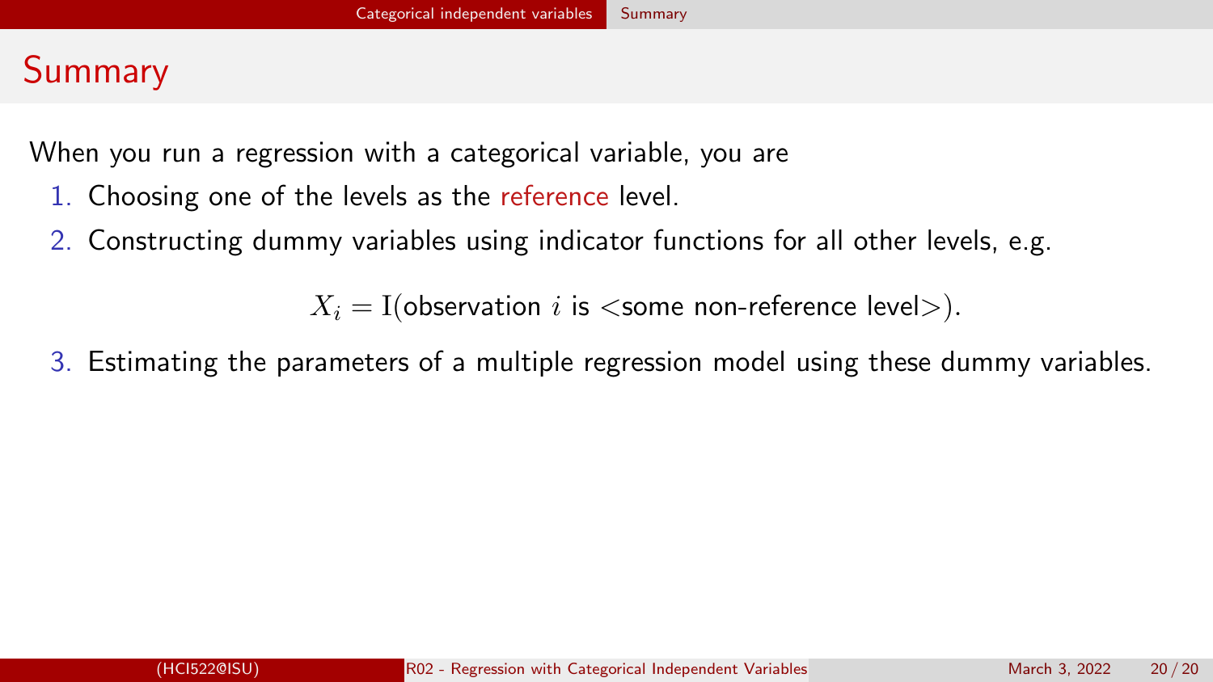# Summary

When you run a regression with a categorical variable, you are

1. Choosing one of the levels as the reference level.
2. Constructing dummy variables using indicator functions for all other levels, e.g.

$$X_i = \mathrm{I}(\text{observation } i \text{ is <some non-reference level>}).$$

3. Estimating the parameters of a multiple regression model using these dummy variables.